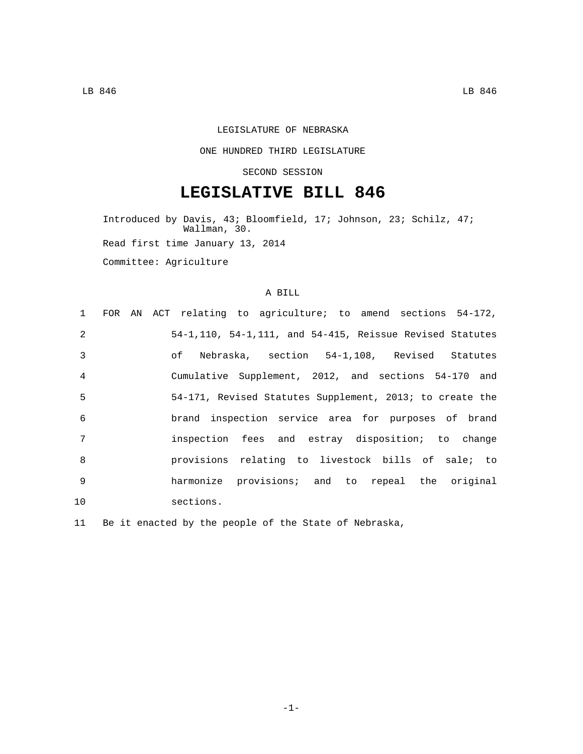LEGISLATURE OF NEBRASKA

ONE HUNDRED THIRD LEGISLATURE

SECOND SESSION

# LEGISLATIVE BILL 846

Introduced by Davis, 43; Bloomfield, 17; Johnson, 23; Schilz, 47; Wallman, 30.

Read first time January 13, 2014

Committee: Agriculture

A BILL

1 FOR AN ACT relating to agriculture; to amend sections 54-172,
2 54-1,110, 54-1,111, and 54-415, Reissue Revised Statutes
3 of Nebraska, section 54-1,108, Revised Statutes
4 Cumulative Supplement, 2012, and sections 54-170 and
5 54-171, Revised Statutes Supplement, 2013; to create the
6 brand inspection service area for purposes of brand
7 inspection fees and estray disposition; to change
8 provisions relating to livestock bills of sale; to
9 harmonize provisions; and to repeal the original
10 sections.

11 Be it enacted by the people of the State of Nebraska,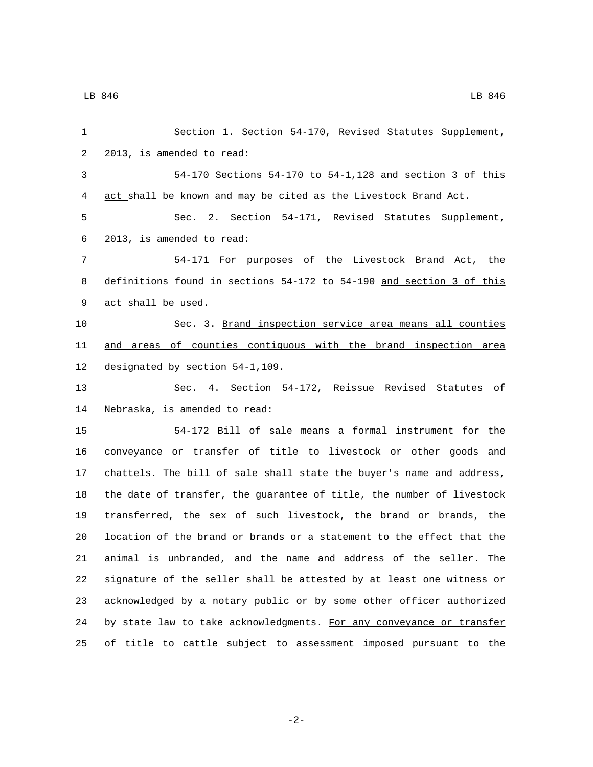Section 1. Section 54-170, Revised Statutes Supplement, 2013, is amended to read:

54-170 Sections 54-170 to 54-1,128 and section 3 of this act shall be known and may be cited as the Livestock Brand Act.

Sec. 2. Section 54-171, Revised Statutes Supplement, 2013, is amended to read:

54-171 For purposes of the Livestock Brand Act, the definitions found in sections 54-172 to 54-190 and section 3 of this act shall be used.

Sec. 3. Brand inspection service area means all counties and areas of counties contiguous with the brand inspection area designated by section 54-1,109.

Sec. 4. Section 54-172, Reissue Revised Statutes of Nebraska, is amended to read:

54-172 Bill of sale means a formal instrument for the conveyance or transfer of title to livestock or other goods and chattels. The bill of sale shall state the buyer's name and address, the date of transfer, the guarantee of title, the number of livestock transferred, the sex of such livestock, the brand or brands, the location of the brand or brands or a statement to the effect that the animal is unbranded, and the name and address of the seller. The signature of the seller shall be attested by at least one witness or acknowledged by a notary public or by some other officer authorized by state law to take acknowledgments. For any conveyance or transfer of title to cattle subject to assessment imposed pursuant to the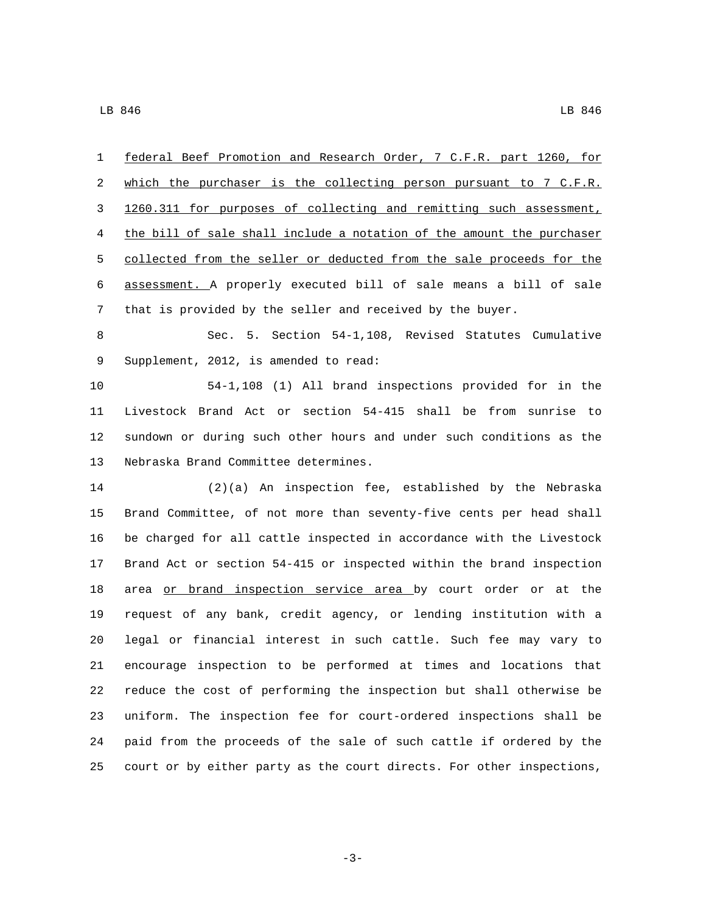federal Beef Promotion and Research Order, 7 C.F.R. part 1260, for which the purchaser is the collecting person pursuant to 7 C.F.R. 1260.311 for purposes of collecting and remitting such assessment, the bill of sale shall include a notation of the amount the purchaser collected from the seller or deducted from the sale proceeds for the assessment. A properly executed bill of sale means a bill of sale that is provided by the seller and received by the buyer.

Sec. 5. Section 54-1,108, Revised Statutes Cumulative Supplement, 2012, is amended to read:

54-1,108 (1) All brand inspections provided for in the Livestock Brand Act or section 54-415 shall be from sunrise to sundown or during such other hours and under such conditions as the Nebraska Brand Committee determines.

(2)(a) An inspection fee, established by the Nebraska Brand Committee, of not more than seventy-five cents per head shall be charged for all cattle inspected in accordance with the Livestock Brand Act or section 54-415 or inspected within the brand inspection area or brand inspection service area by court order or at the request of any bank, credit agency, or lending institution with a legal or financial interest in such cattle. Such fee may vary to encourage inspection to be performed at times and locations that reduce the cost of performing the inspection but shall otherwise be uniform. The inspection fee for court-ordered inspections shall be paid from the proceeds of the sale of such cattle if ordered by the court or by either party as the court directs. For other inspections,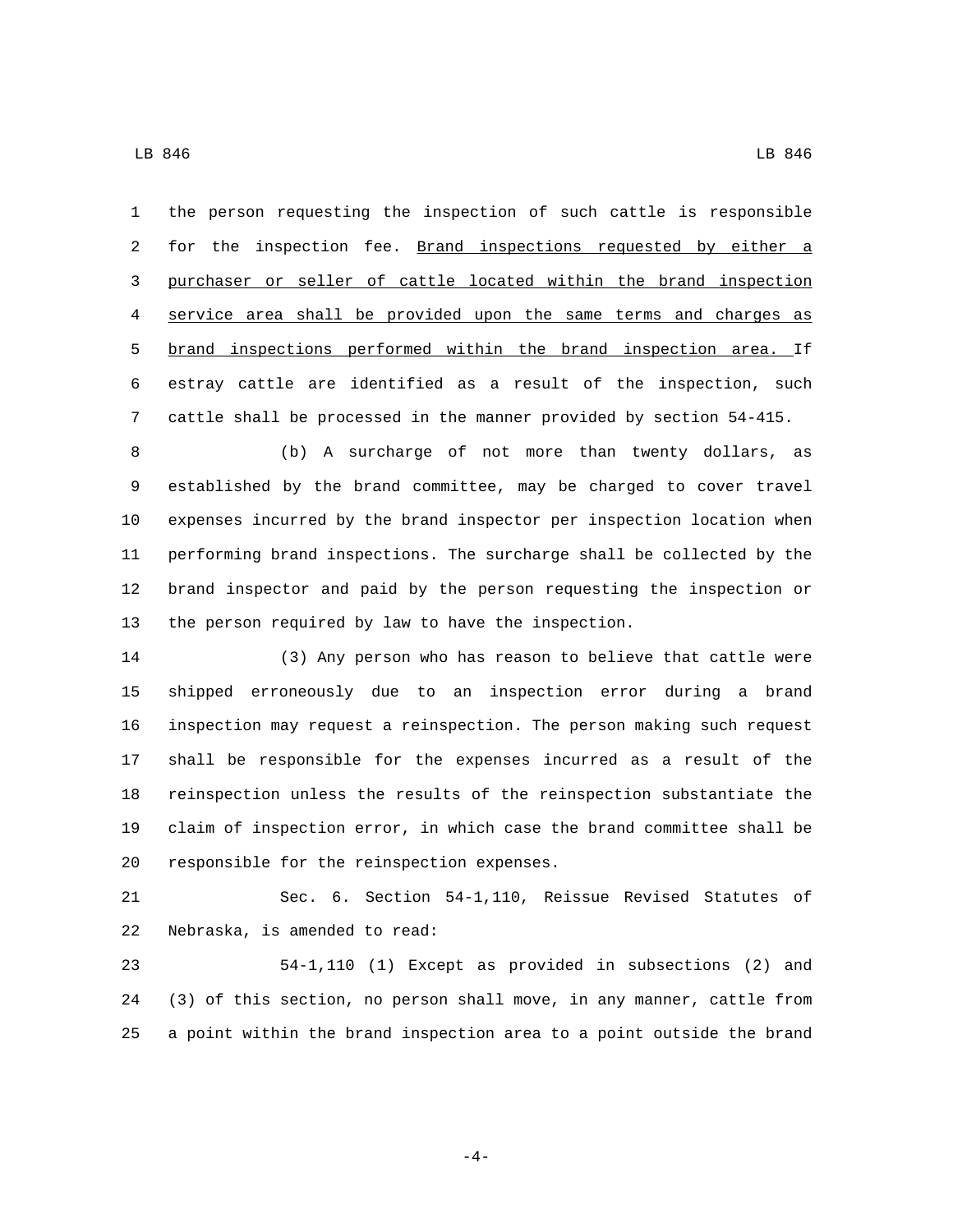the person requesting the inspection of such cattle is responsible for the inspection fee. Brand inspections requested by either a purchaser or seller of cattle located within the brand inspection service area shall be provided upon the same terms and charges as brand inspections performed within the brand inspection area. If estray cattle are identified as a result of the inspection, such cattle shall be processed in the manner provided by section 54-415.

(b) A surcharge of not more than twenty dollars, as established by the brand committee, may be charged to cover travel expenses incurred by the brand inspector per inspection location when performing brand inspections. The surcharge shall be collected by the brand inspector and paid by the person requesting the inspection or the person required by law to have the inspection.

(3) Any person who has reason to believe that cattle were shipped erroneously due to an inspection error during a brand inspection may request a reinspection. The person making such request shall be responsible for the expenses incurred as a result of the reinspection unless the results of the reinspection substantiate the claim of inspection error, in which case the brand committee shall be responsible for the reinspection expenses.

Sec. 6. Section 54-1,110, Reissue Revised Statutes of Nebraska, is amended to read:

54-1,110 (1) Except as provided in subsections (2) and (3) of this section, no person shall move, in any manner, cattle from a point within the brand inspection area to a point outside the brand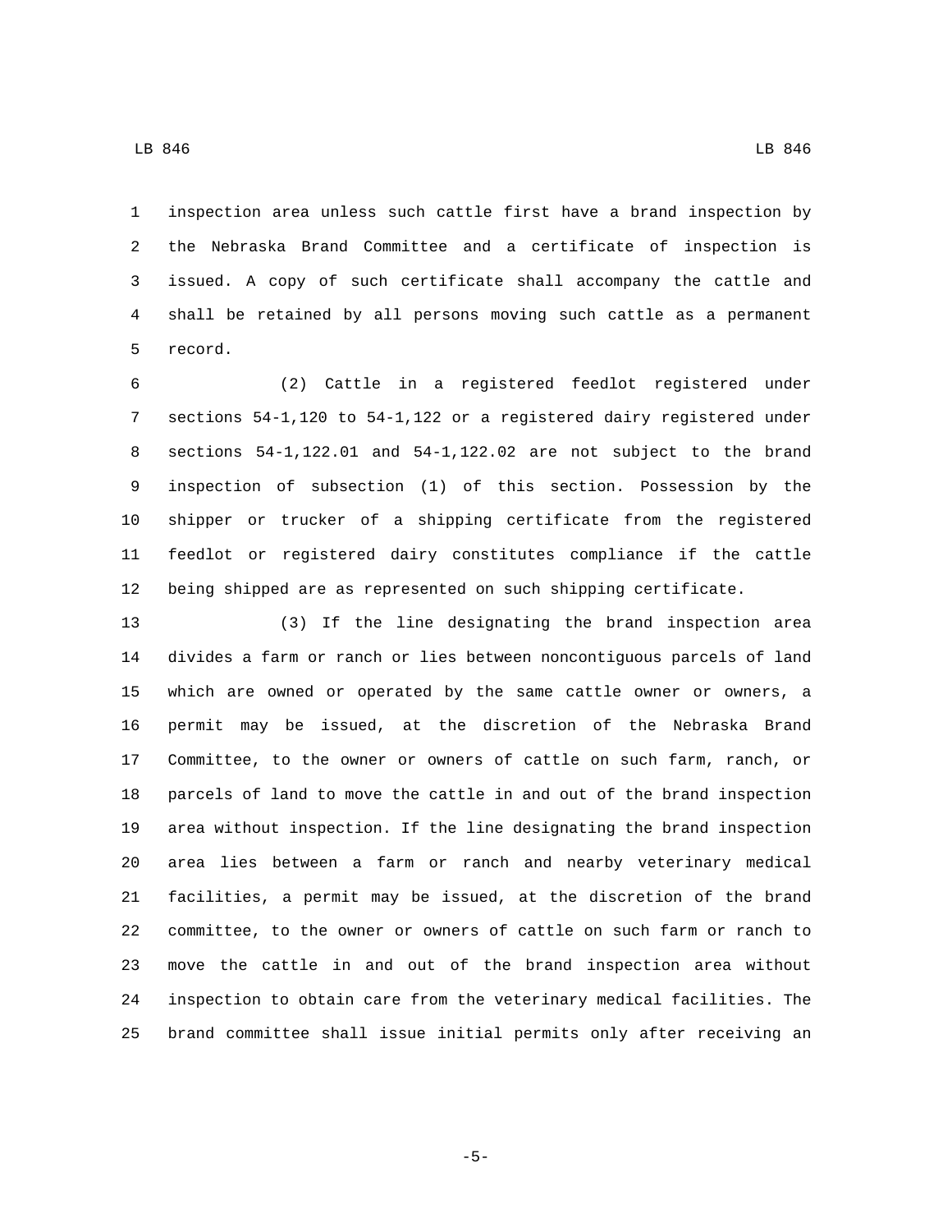inspection area unless such cattle first have a brand inspection by the Nebraska Brand Committee and a certificate of inspection is issued. A copy of such certificate shall accompany the cattle and shall be retained by all persons moving such cattle as a permanent record.

(2) Cattle in a registered feedlot registered under sections 54-1,120 to 54-1,122 or a registered dairy registered under sections 54-1,122.01 and 54-1,122.02 are not subject to the brand inspection of subsection (1) of this section. Possession by the shipper or trucker of a shipping certificate from the registered feedlot or registered dairy constitutes compliance if the cattle being shipped are as represented on such shipping certificate.

(3) If the line designating the brand inspection area divides a farm or ranch or lies between noncontiguous parcels of land which are owned or operated by the same cattle owner or owners, a permit may be issued, at the discretion of the Nebraska Brand Committee, to the owner or owners of cattle on such farm, ranch, or parcels of land to move the cattle in and out of the brand inspection area without inspection. If the line designating the brand inspection area lies between a farm or ranch and nearby veterinary medical facilities, a permit may be issued, at the discretion of the brand committee, to the owner or owners of cattle on such farm or ranch to move the cattle in and out of the brand inspection area without inspection to obtain care from the veterinary medical facilities. The brand committee shall issue initial permits only after receiving an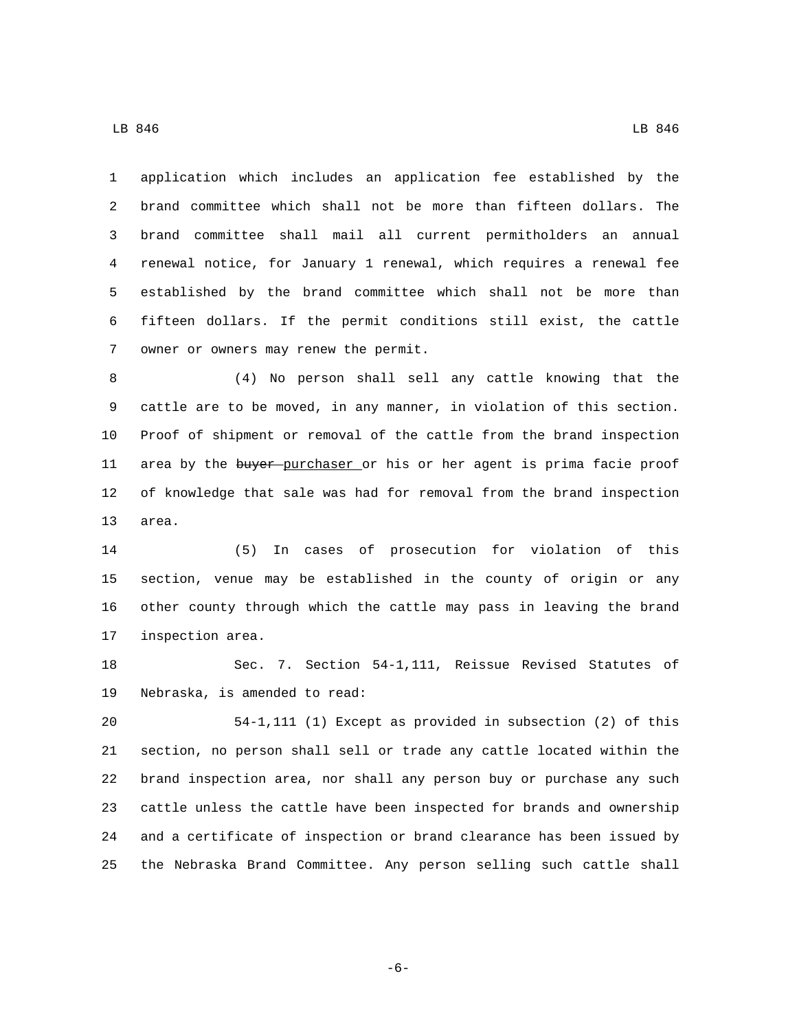application which includes an application fee established by the brand committee which shall not be more than fifteen dollars. The brand committee shall mail all current permitholders an annual renewal notice, for January 1 renewal, which requires a renewal fee established by the brand committee which shall not be more than fifteen dollars. If the permit conditions still exist, the cattle owner or owners may renew the permit.

(4) No person shall sell any cattle knowing that the cattle are to be moved, in any manner, in violation of this section. Proof of shipment or removal of the cattle from the brand inspection area by the ~~buyer~~ purchaser or his or her agent is prima facie proof of knowledge that sale was had for removal from the brand inspection area.

(5) In cases of prosecution for violation of this section, venue may be established in the county of origin or any other county through which the cattle may pass in leaving the brand inspection area.

Sec. 7. Section 54-1,111, Reissue Revised Statutes of Nebraska, is amended to read:

54-1,111 (1) Except as provided in subsection (2) of this section, no person shall sell or trade any cattle located within the brand inspection area, nor shall any person buy or purchase any such cattle unless the cattle have been inspected for brands and ownership and a certificate of inspection or brand clearance has been issued by the Nebraska Brand Committee. Any person selling such cattle shall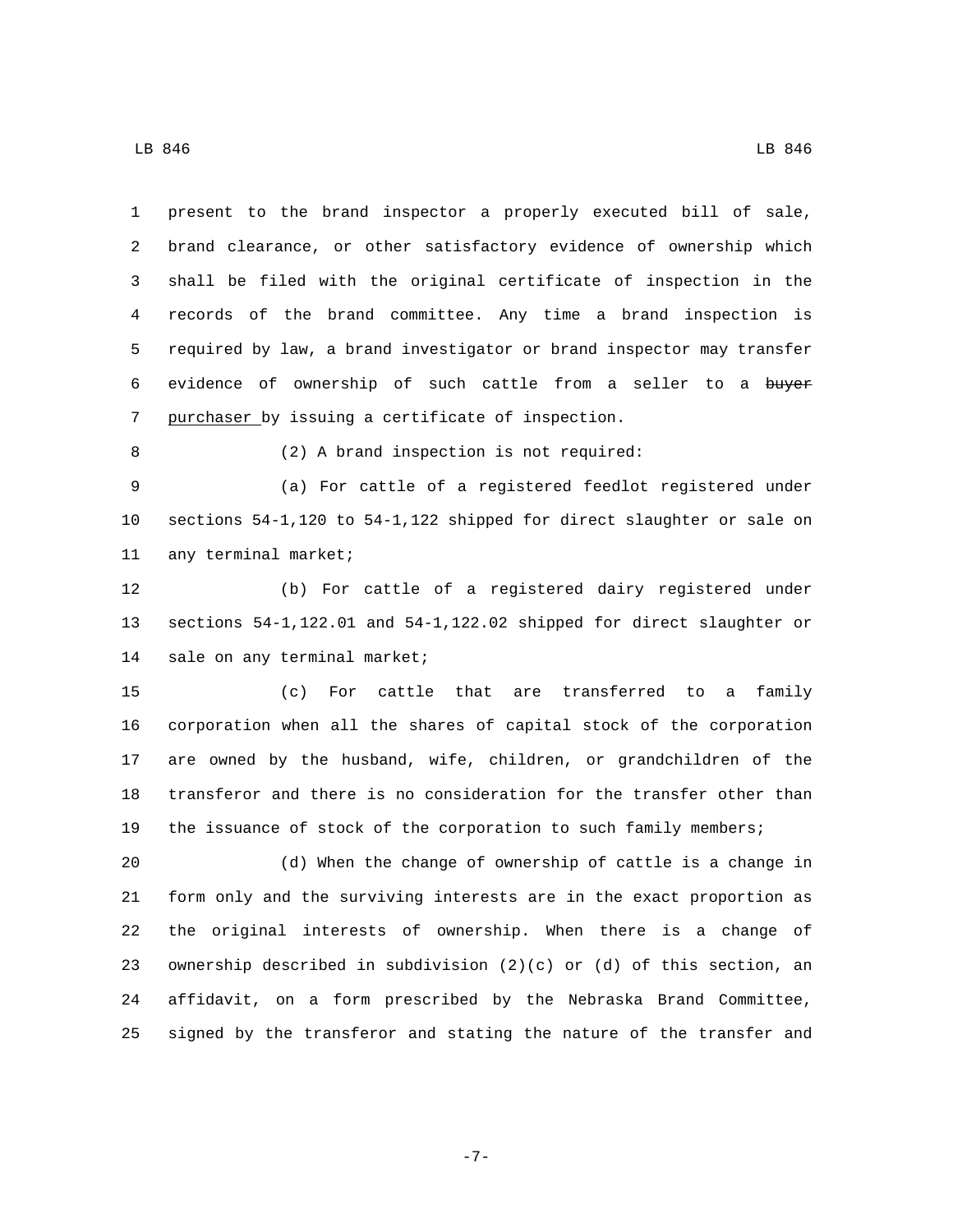present to the brand inspector a properly executed bill of sale, brand clearance, or other satisfactory evidence of ownership which shall be filed with the original certificate of inspection in the records of the brand committee. Any time a brand inspection is required by law, a brand investigator or brand inspector may transfer evidence of ownership of such cattle from a seller to a ~~buyer~~ purchaser by issuing a certificate of inspection.

(2) A brand inspection is not required:

(a) For cattle of a registered feedlot registered under sections 54-1,120 to 54-1,122 shipped for direct slaughter or sale on any terminal market;

(b) For cattle of a registered dairy registered under sections 54-1,122.01 and 54-1,122.02 shipped for direct slaughter or sale on any terminal market;

(c) For cattle that are transferred to a family corporation when all the shares of capital stock of the corporation are owned by the husband, wife, children, or grandchildren of the transferor and there is no consideration for the transfer other than the issuance of stock of the corporation to such family members;

(d) When the change of ownership of cattle is a change in form only and the surviving interests are in the exact proportion as the original interests of ownership. When there is a change of ownership described in subdivision (2)(c) or (d) of this section, an affidavit, on a form prescribed by the Nebraska Brand Committee, signed by the transferor and stating the nature of the transfer and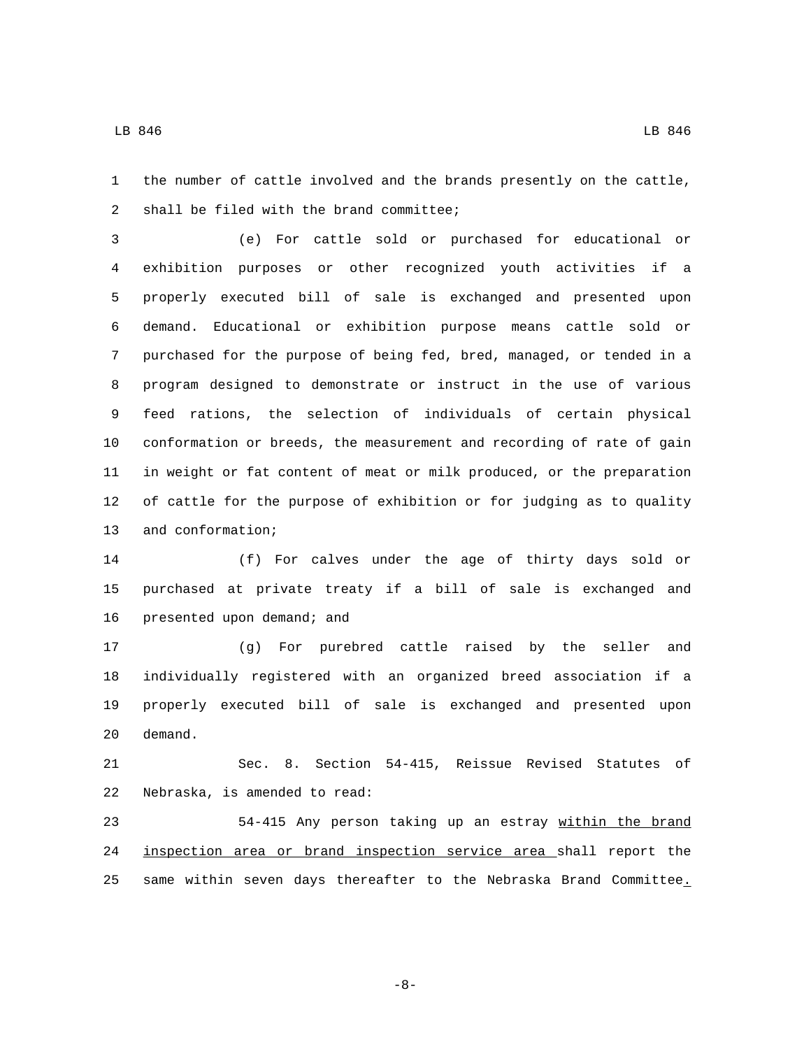the number of cattle involved and the brands presently on the cattle, shall be filed with the brand committee;

(e) For cattle sold or purchased for educational or exhibition purposes or other recognized youth activities if a properly executed bill of sale is exchanged and presented upon demand. Educational or exhibition purpose means cattle sold or purchased for the purpose of being fed, bred, managed, or tended in a program designed to demonstrate or instruct in the use of various feed rations, the selection of individuals of certain physical conformation or breeds, the measurement and recording of rate of gain in weight or fat content of meat or milk produced, or the preparation of cattle for the purpose of exhibition or for judging as to quality and conformation;

(f) For calves under the age of thirty days sold or purchased at private treaty if a bill of sale is exchanged and presented upon demand; and

(g) For purebred cattle raised by the seller and individually registered with an organized breed association if a properly executed bill of sale is exchanged and presented upon demand.

Sec. 8. Section 54-415, Reissue Revised Statutes of Nebraska, is amended to read:

54-415 Any person taking up an estray within the brand inspection area or brand inspection service area shall report the same within seven days thereafter to the Nebraska Brand Committee.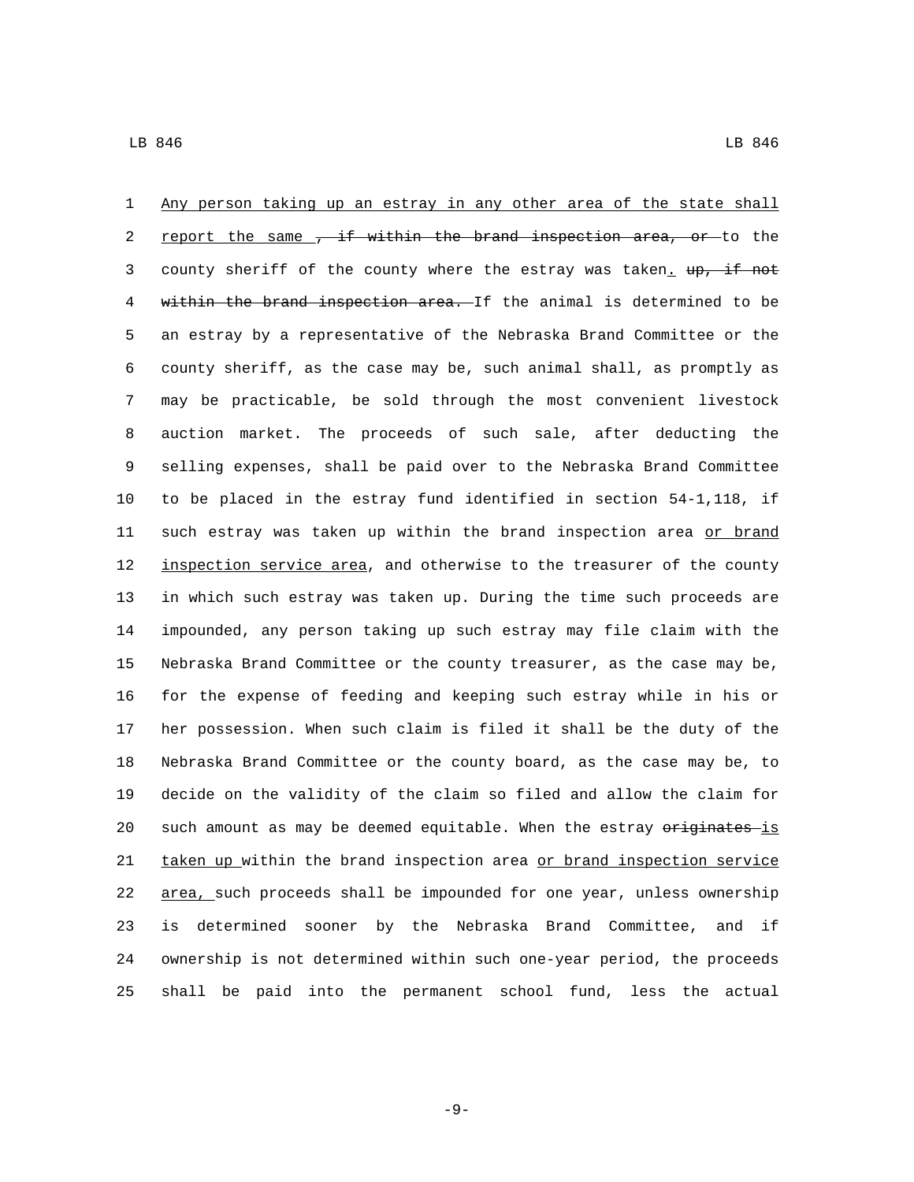Any person taking up an estray in any other area of the state shall report the same , if within the brand inspection area, or to the county sheriff of the county where the estray was taken. up, if not within the brand inspection area. If the animal is determined to be an estray by a representative of the Nebraska Brand Committee or the county sheriff, as the case may be, such animal shall, as promptly as may be practicable, be sold through the most convenient livestock auction market. The proceeds of such sale, after deducting the selling expenses, shall be paid over to the Nebraska Brand Committee to be placed in the estray fund identified in section 54-1,118, if such estray was taken up within the brand inspection area or brand inspection service area, and otherwise to the treasurer of the county in which such estray was taken up. During the time such proceeds are impounded, any person taking up such estray may file claim with the Nebraska Brand Committee or the county treasurer, as the case may be, for the expense of feeding and keeping such estray while in his or her possession. When such claim is filed it shall be the duty of the Nebraska Brand Committee or the county board, as the case may be, to decide on the validity of the claim so filed and allow the claim for such amount as may be deemed equitable. When the estray originates is taken up within the brand inspection area or brand inspection service area, such proceeds shall be impounded for one year, unless ownership is determined sooner by the Nebraska Brand Committee, and if ownership is not determined within such one-year period, the proceeds shall be paid into the permanent school fund, less the actual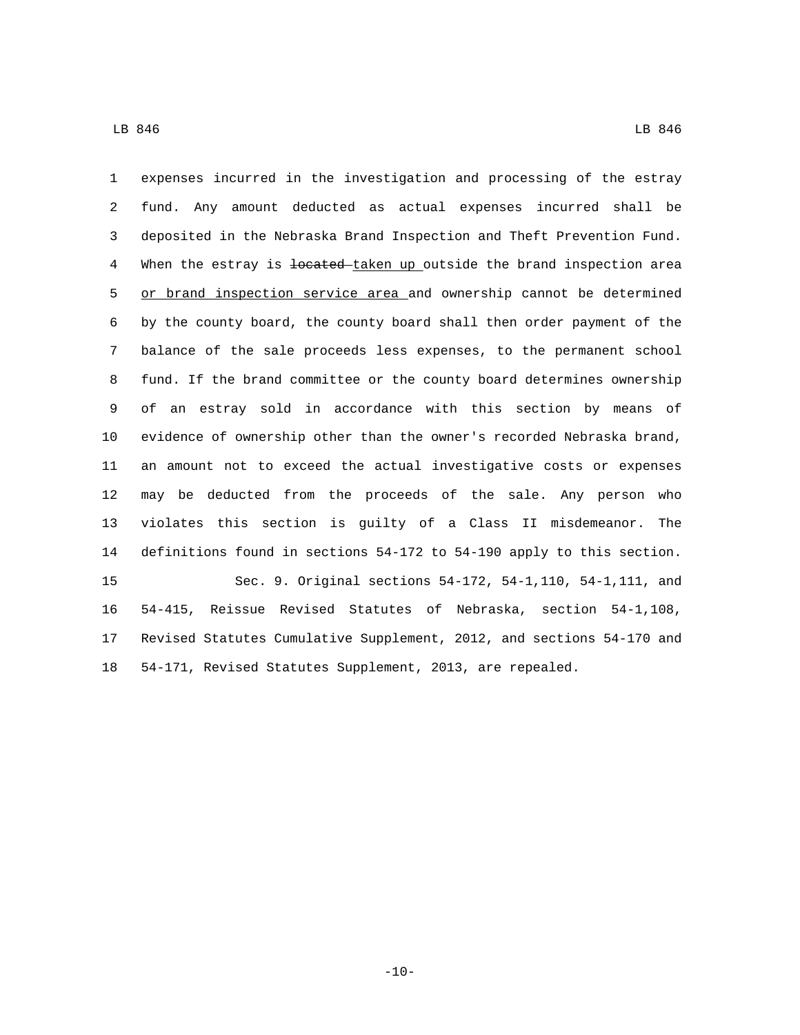expenses incurred in the investigation and processing of the estray fund. Any amount deducted as actual expenses incurred shall be deposited in the Nebraska Brand Inspection and Theft Prevention Fund. When the estray is ~~located~~ taken up outside the brand inspection area or brand inspection service area and ownership cannot be determined by the county board, the county board shall then order payment of the balance of the sale proceeds less expenses, to the permanent school fund. If the brand committee or the county board determines ownership of an estray sold in accordance with this section by means of evidence of ownership other than the owner's recorded Nebraska brand, an amount not to exceed the actual investigative costs or expenses may be deducted from the proceeds of the sale. Any person who violates this section is guilty of a Class II misdemeanor. The definitions found in sections 54-172 to 54-190 apply to this section.

Sec. 9. Original sections 54-172, 54-1,110, 54-1,111, and 54-415, Reissue Revised Statutes of Nebraska, section 54-1,108, Revised Statutes Cumulative Supplement, 2012, and sections 54-170 and 54-171, Revised Statutes Supplement, 2013, are repealed.